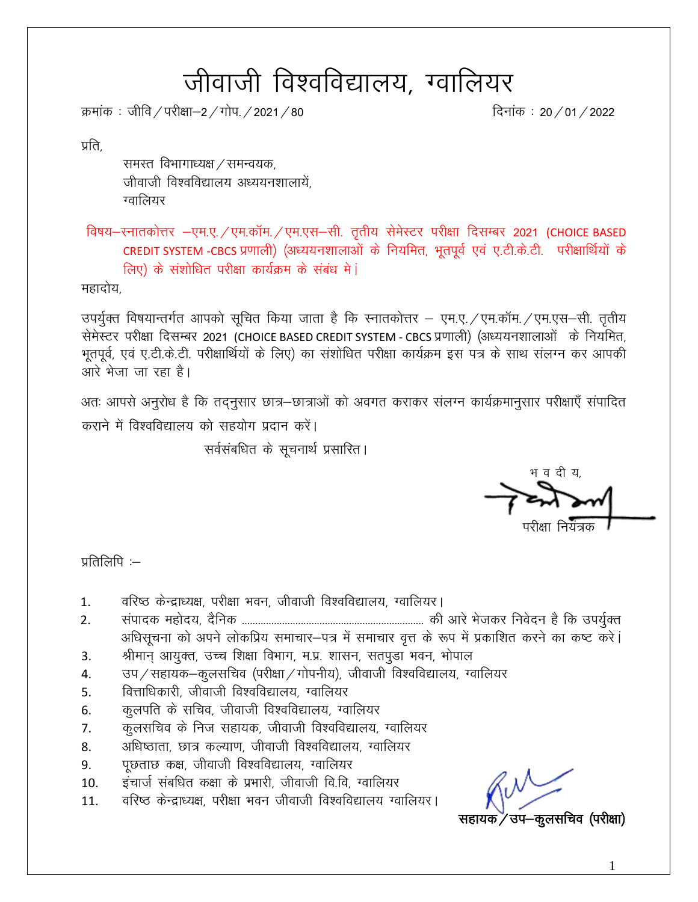# जीवाजी विश्वविद्यालय, ग्वालियर

क्रमांक : जीवि / परीक्षा–2 / गोप. / 2021 / 80 दिनांक : 20 / 01 / 2022

प्रति,

समस्त विभागाध्यक्ष / समन्वयक,
जीवाजी विश्वविद्यालय अध्ययनशालायें,
ग्वालियर

विषय–स्नातकोत्तर –एम.ए. / एम.कॉम. / एम.एस–सी. तृतीय सेमेस्टर परीक्षा दिसम्बर 2021 (CHOICE BASED CREDIT SYSTEM -CBCS प्रणाली) (अध्ययनशालाओं के नियमित, भूतपूर्व एवं ए.टी.के.टी. परीक्षार्थियों के लिए) के संशोधित परीक्षा कार्यक्रम के संबंध में।

महादोय,

उपर्युक्त विषयान्तर्गत आपको सूचित किया जाता है कि स्नातकोत्तर – एम.ए. / एम.कॉम. / एम.एस–सी. तृतीय सेमेस्टर परीक्षा दिसम्बर 2021 (CHOICE BASED CREDIT SYSTEM - CBCS प्रणाली) (अध्ययनशालाओं के नियमित, भूतपूर्व, एवं ए.टी.के.टी. परीक्षार्थियों के लिए) का संशोधित परीक्षा कार्यक्रम इस पत्र के साथ संलग्न कर आपकी आरे भेजा जा रहा है।

अतः आपसे अनुरोध है कि तद्नुसार छात्र–छात्राओं को अवगत कराकर संलग्न कार्यक्रमानुसार परीक्षाएँ संपादित कराने में विश्वविद्यालय को सहयोग प्रदान करें।

सर्वसंबंधित के सूचनार्थ प्रसारित।

भ व दी य,

परीक्षा नियंत्रक

प्रतिलिपि :–

1. वरिष्ठ केन्द्राध्यक्ष, परीक्षा भवन, जीवाजी विश्वविद्यालय, ग्वालियर।
2. संपादक महोदय, दैनिक ................................................................. की आरे भेजकर निवेदन है कि उपर्युक्त अधिसूचना को अपने लोकप्रिय समाचार–पत्र में समाचार वृत्त के रूप में प्रकाशित करने का कष्ट करें।
3. श्रीमान् आयुक्त, उच्च शिक्षा विभाग, म.प्र. शासन, सतपुडा भवन, भोपाल
4. उप / सहायक–कुलसचिव (परीक्षा / गोपनीय), जीवाजी विश्वविद्यालय, ग्वालियर
5. वित्ताधिकारी, जीवाजी विश्वविद्यालय, ग्वालियर
6. कुलपति के सचिव, जीवाजी विश्वविद्यालय, ग्वालियर
7. कुलसचिव के निज सहायक, जीवाजी विश्वविद्यालय, ग्वालियर
8. अधिष्ठाता, छात्र कल्याण, जीवाजी विश्वविद्यालय, ग्वालियर
9. पूछताछ कक्ष, जीवाजी विश्वविद्यालय, ग्वालियर
10. इंचार्ज संबधित कक्षा के प्रभारी, जीवाजी वि.वि, ग्वालियर
11. वरिष्ठ केन्द्राध्यक्ष, परीक्षा भवन जीवाजी विश्वविद्यालय ग्वालियर।

**सहायक / उप–कुलसचिव (परीक्षा)**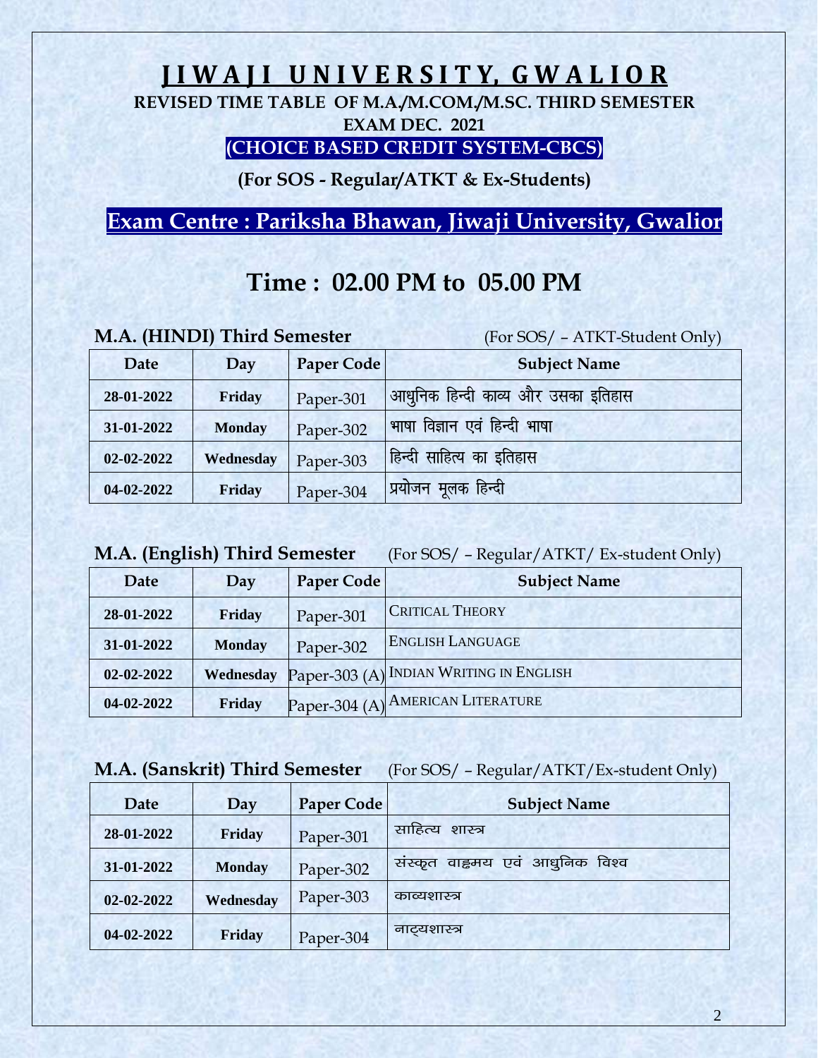# JIWAJI UNIVERSITY, GWALIOR

**REVISED TIME TABLE OF M.A./M.COM./M.SC. THIRD SEMESTER**

**EXAM DEC. 2021**

**(CHOICE BASED CREDIT SYSTEM-CBCS)**

**(For SOS - Regular/ATKT & Ex-Students)**

## Exam Centre : Pariksha Bhawan, Jiwaji University, Gwalior

## Time : 02.00 PM to 05.00 PM

### M.A. (HINDI) Third Semester

(For SOS/ – ATKT-Student Only)

| Date | Day | Paper Code | Subject Name |
|---|---|---|---|
| 28-01-2022 | Friday | Paper-301 | आधुनिक हिन्दी काव्य और उसका इतिहास |
| 31-01-2022 | Monday | Paper-302 | भाषा विज्ञान एवं हिन्दी भाषा |
| 02-02-2022 | Wednesday | Paper-303 | हिन्दी साहित्य का इतिहास |
| 04-02-2022 | Friday | Paper-304 | प्रयोजन मूलक हिन्दी |

### M.A. (English) Third Semester

(For SOS/ – Regular/ATKT/ Ex-student Only)

| Date | Day | Paper Code | Subject Name |
|---|---|---|---|
| 28-01-2022 | Friday | Paper-301 | CRITICAL THEORY |
| 31-01-2022 | Monday | Paper-302 | ENGLISH LANGUAGE |
| 02-02-2022 | Wednesday | Paper-303 (A) | INDIAN WRITING IN ENGLISH |
| 04-02-2022 | Friday | Paper-304 (A) | AMERICAN LITERATURE |

### M.A. (Sanskrit) Third Semester

(For SOS/ – Regular/ATKT/Ex-student Only)

| Date | Day | Paper Code | Subject Name |
|---|---|---|---|
| 28-01-2022 | Friday | Paper-301 | साहित्य शास्त्र |
| 31-01-2022 | Monday | Paper-302 | संस्कृत वाङ्मय एवं आधुनिक विश्व |
| 02-02-2022 | Wednesday | Paper-303 | काव्यशास्त्र |
| 04-02-2022 | Friday | Paper-304 | नाट्यशास्त्र |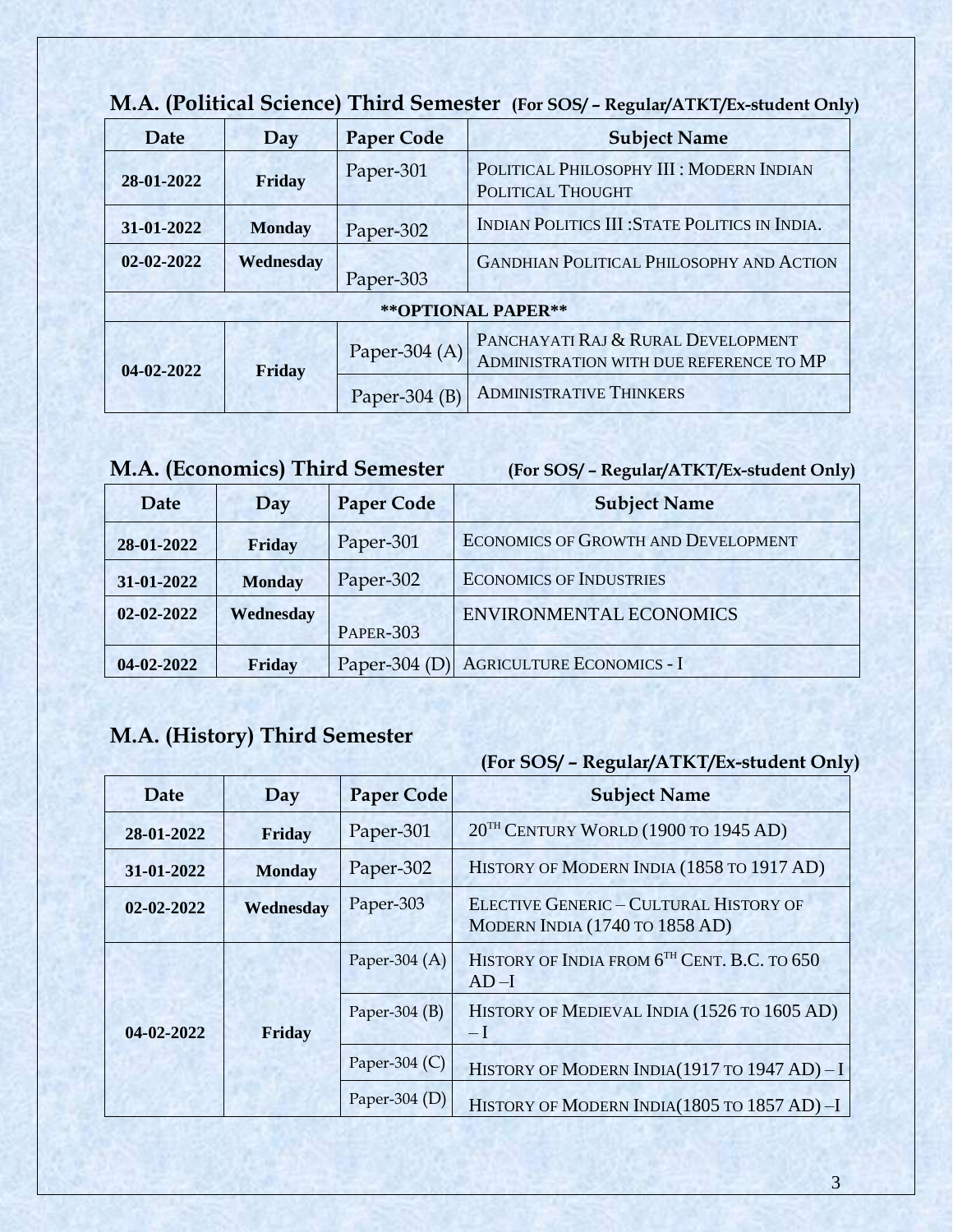## M.A. (Political Science) Third Semester (For SOS/ – Regular/ATKT/Ex-student Only)

| Date | Day | Paper Code | Subject Name |
|---|---|---|---|
| 28-01-2022 | Friday | Paper-301 | POLITICAL PHILOSOPHY III : MODERN INDIAN POLITICAL THOUGHT |
| 31-01-2022 | Monday | Paper-302 | INDIAN POLITICS III :STATE POLITICS IN INDIA. |
| 02-02-2022 | Wednesday | Paper-303 | GANDHIAN POLITICAL PHILOSOPHY AND ACTION |
| **OPTIONAL PAPER** | | | |
| 04-02-2022 | Friday | Paper-304 (A) | PANCHAYATI RAJ & RURAL DEVELOPMENT ADMINISTRATION WITH DUE REFERENCE TO MP |
| | | Paper-304 (B) | ADMINISTRATIVE THINKERS |

## M.A. (Economics) Third Semester (For SOS/ – Regular/ATKT/Ex-student Only)

| Date | Day | Paper Code | Subject Name |
|---|---|---|---|
| 28-01-2022 | Friday | Paper-301 | ECONOMICS OF GROWTH AND DEVELOPMENT |
| 31-01-2022 | Monday | Paper-302 | ECONOMICS OF INDUSTRIES |
| 02-02-2022 | Wednesday | PAPER-303 | ENVIRONMENTAL ECONOMICS |
| 04-02-2022 | Friday | Paper-304 (D) | AGRICULTURE ECONOMICS - I |

## M.A. (History) Third Semester

**(For SOS/ – Regular/ATKT/Ex-student Only)**

| Date | Day | Paper Code | Subject Name |
|---|---|---|---|
| 28-01-2022 | Friday | Paper-301 | 20TH CENTURY WORLD (1900 TO 1945 AD) |
| 31-01-2022 | Monday | Paper-302 | HISTORY OF MODERN INDIA (1858 TO 1917 AD) |
| 02-02-2022 | Wednesday | Paper-303 | ELECTIVE GENERIC – CULTURAL HISTORY OF MODERN INDIA (1740 TO 1858 AD) |
| 04-02-2022 | Friday | Paper-304 (A) | HISTORY OF INDIA FROM 6TH CENT. B.C. TO 650 AD –I |
| | | Paper-304 (B) | HISTORY OF MEDIEVAL INDIA (1526 TO 1605 AD) – I |
| | | Paper-304 (C) | HISTORY OF MODERN INDIA(1917 TO 1947 AD) – I |
| | | Paper-304 (D) | HISTORY OF MODERN INDIA(1805 TO 1857 AD) –I |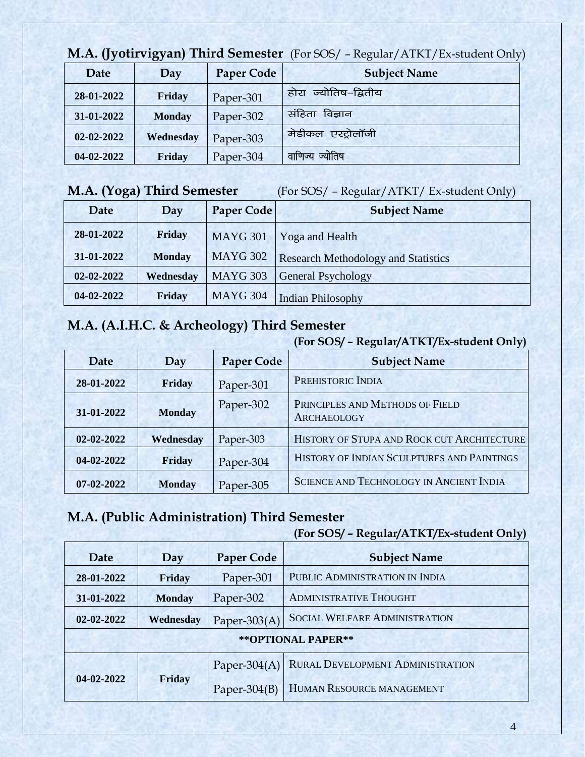## M.A. (Jyotirvigyan) Third Semester (For SOS/ – Regular/ATKT/Ex-student Only)

| Date | Day | Paper Code | Subject Name |
|---|---|---|---|
| 28-01-2022 | Friday | Paper-301 | होरा ज्योतिष–द्वितीय |
| 31-01-2022 | Monday | Paper-302 | संहिता विज्ञान |
| 02-02-2022 | Wednesday | Paper-303 | मेडीकल एस्ट्रोलॉजी |
| 04-02-2022 | Friday | Paper-304 | वाणिज्य ज्योतिष |

## M.A. (Yoga) Third Semester (For SOS/ – Regular/ATKT/ Ex-student Only)

| Date | Day | Paper Code | Subject Name |
|---|---|---|---|
| 28-01-2022 | Friday | MAYG 301 | Yoga and Health |
| 31-01-2022 | Monday | MAYG 302 | Research Methodology and Statistics |
| 02-02-2022 | Wednesday | MAYG 303 | General Psychology |
| 04-02-2022 | Friday | MAYG 304 | Indian Philosophy |

## M.A. (A.I.H.C. & Archeology) Third Semester

**(For SOS/ – Regular/ATKT/Ex-student Only)**

| Date | Day | Paper Code | Subject Name |
|---|---|---|---|
| 28-01-2022 | Friday | Paper-301 | Prehistoric India |
| 31-01-2022 | Monday | Paper-302 | Principles and Methods of Field Archaeology |
| 02-02-2022 | Wednesday | Paper-303 | History of Stupa and Rock cut Architecture |
| 04-02-2022 | Friday | Paper-304 | History of Indian Sculptures and Paintings |
| 07-02-2022 | Monday | Paper-305 | Science and Technology in Ancient India |

## M.A. (Public Administration) Third Semester

**(For SOS/ – Regular/ATKT/Ex-student Only)**

| Date | Day | Paper Code | Subject Name |
|---|---|---|---|
| 28-01-2022 | Friday | Paper-301 | Public Administration in India |
| 31-01-2022 | Monday | Paper-302 | Administrative Thought |
| 02-02-2022 | Wednesday | Paper-303(A) | Social Welfare Administration |
| **\*\*OPTIONAL PAPER\*\*** | | | |
| 04-02-2022 | Friday | Paper-304(A) | Rural Development Administration |
| | | Paper-304(B) | Human Resource management |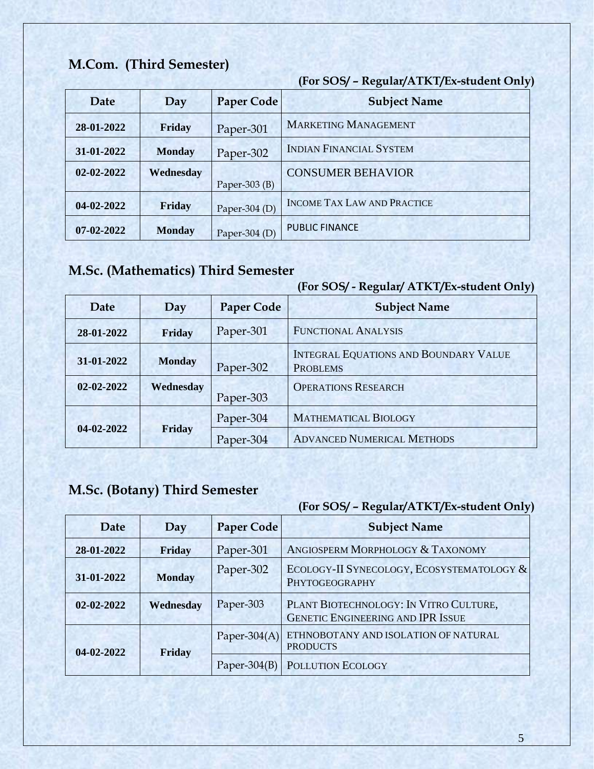## M.Com. (Third Semester)

**(For SOS/ – Regular/ATKT/Ex-student Only)**

| Date | Day | Paper Code | Subject Name |
|---|---|---|---|
| 28-01-2022 | Friday | Paper-301 | MARKETING MANAGEMENT |
| 31-01-2022 | Monday | Paper-302 | INDIAN FINANCIAL SYSTEM |
| 02-02-2022 | Wednesday | Paper-303 (B) | CONSUMER BEHAVIOR |
| 04-02-2022 | Friday | Paper-304 (D) | INCOME TAX LAW AND PRACTICE |
| 07-02-2022 | Monday | Paper-304 (D) | PUBLIC FINANCE |

## M.Sc. (Mathematics) Third Semester

**(For SOS/ - Regular/ ATKT/Ex-student Only)**

| Date | Day | Paper Code | Subject Name |
|---|---|---|---|
| 28-01-2022 | Friday | Paper-301 | FUNCTIONAL ANALYSIS |
| 31-01-2022 | Monday | Paper-302 | INTEGRAL EQUATIONS AND BOUNDARY VALUE PROBLEMS |
| 02-02-2022 | Wednesday | Paper-303 | OPERATIONS RESEARCH |
| 04-02-2022 | Friday | Paper-304 | MATHEMATICAL BIOLOGY |
| | | Paper-304 | ADVANCED NUMERICAL METHODS |

## M.Sc. (Botany) Third Semester

**(For SOS/ – Regular/ATKT/Ex-student Only)**

| Date | Day | Paper Code | Subject Name |
|---|---|---|---|
| 28-01-2022 | Friday | Paper-301 | ANGIOSPERM MORPHOLOGY & TAXONOMY |
| 31-01-2022 | Monday | Paper-302 | ECOLOGY-II SYNECOLOGY, ECOSYSTEMATOLOGY & PHYTOGEOGRAPHY |
| 02-02-2022 | Wednesday | Paper-303 | PLANT BIOTECHNOLOGY: IN VITRO CULTURE, GENETIC ENGINEERING AND IPR ISSUE |
| 04-02-2022 | Friday | Paper-304(A) | ETHNOBOTANY AND ISOLATION OF NATURAL PRODUCTS |
| | | Paper-304(B) | POLLUTION ECOLOGY |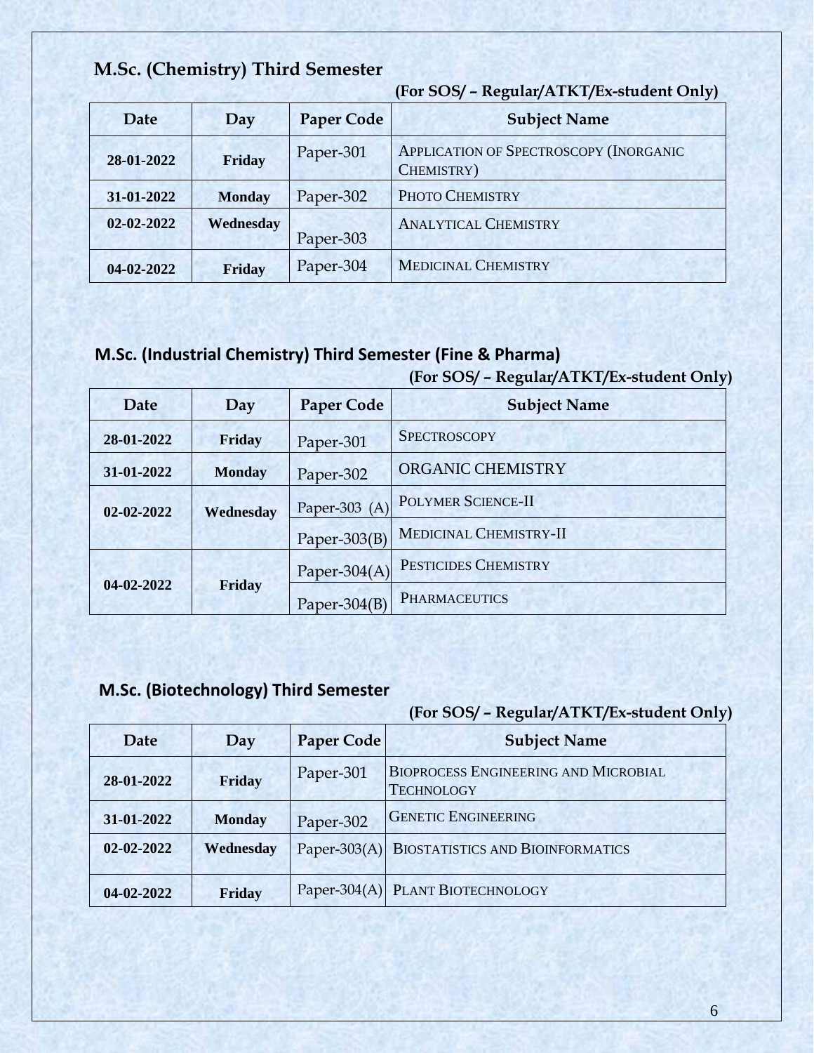## M.Sc. (Chemistry) Third Semester

**(For SOS/ – Regular/ATKT/Ex-student Only)**

| Date | Day | Paper Code | Subject Name |
|---|---|---|---|
| 28-01-2022 | Friday | Paper-301 | APPLICATION OF SPECTROSCOPY (INORGANIC CHEMISTRY) |
| 31-01-2022 | Monday | Paper-302 | PHOTO CHEMISTRY |
| 02-02-2022 | Wednesday | Paper-303 | ANALYTICAL CHEMISTRY |
| 04-02-2022 | Friday | Paper-304 | MEDICINAL CHEMISTRY |

## M.Sc. (Industrial Chemistry) Third Semester (Fine & Pharma)

**(For SOS/ – Regular/ATKT/Ex-student Only)**

| Date | Day | Paper Code | Subject Name |
|---|---|---|---|
| 28-01-2022 | Friday | Paper-301 | SPECTROSCOPY |
| 31-01-2022 | Monday | Paper-302 | ORGANIC CHEMISTRY |
| 02-02-2022 | Wednesday | Paper-303 (A) | POLYMER SCIENCE-II |
| | | Paper-303(B) | MEDICINAL CHEMISTRY-II |
| 04-02-2022 | Friday | Paper-304(A) | PESTICIDES CHEMISTRY |
| | | Paper-304(B) | PHARMACEUTICS |

## M.Sc. (Biotechnology) Third Semester

**(For SOS/ – Regular/ATKT/Ex-student Only)**

| Date | Day | Paper Code | Subject Name |
|---|---|---|---|
| 28-01-2022 | Friday | Paper-301 | BIOPROCESS ENGINEERING AND MICROBIAL TECHNOLOGY |
| 31-01-2022 | Monday | Paper-302 | GENETIC ENGINEERING |
| 02-02-2022 | Wednesday | Paper-303(A) | BIOSTATISTICS AND BIOINFORMATICS |
| 04-02-2022 | Friday | Paper-304(A) | PLANT BIOTECHNOLOGY |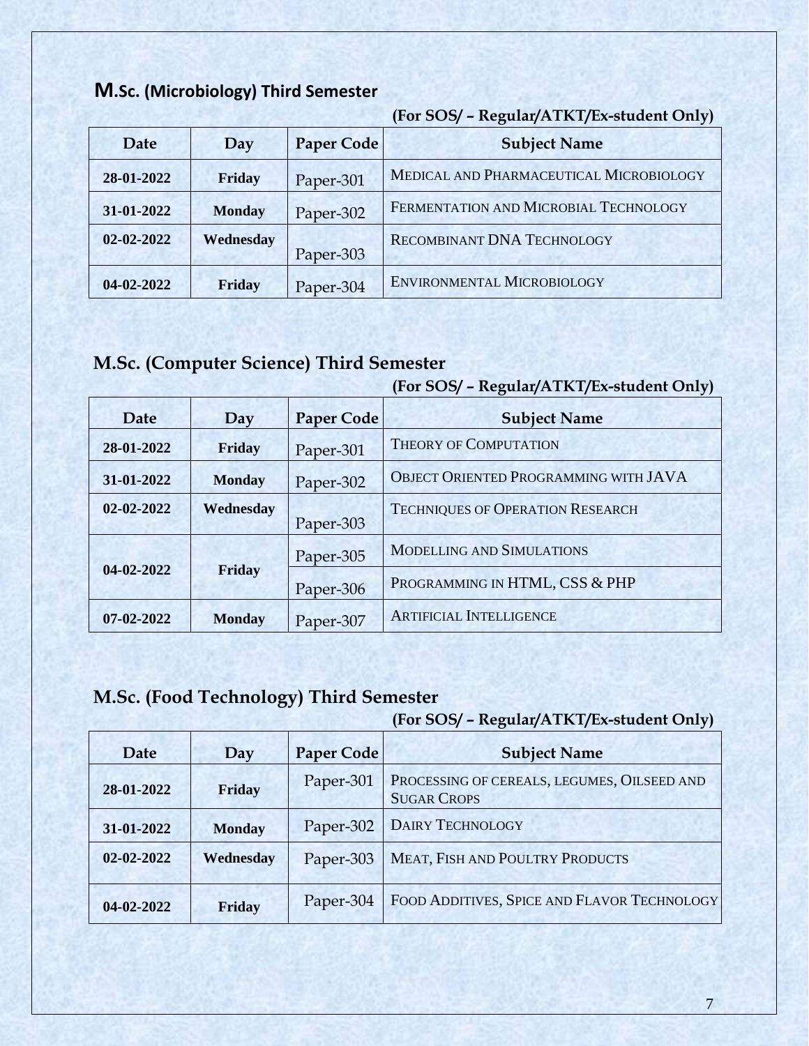## M.Sc. (Microbiology) Third Semester

**(For SOS/ – Regular/ATKT/Ex-student Only)**

| Date | Day | Paper Code | Subject Name |
|---|---|---|---|
| 28-01-2022 | Friday | Paper-301 | MEDICAL AND PHARMACEUTICAL MICROBIOLOGY |
| 31-01-2022 | Monday | Paper-302 | FERMENTATION AND MICROBIAL TECHNOLOGY |
| 02-02-2022 | Wednesday | Paper-303 | RECOMBINANT DNA TECHNOLOGY |
| 04-02-2022 | Friday | Paper-304 | ENVIRONMENTAL MICROBIOLOGY |

## M.Sc. (Computer Science) Third Semester

**(For SOS/ – Regular/ATKT/Ex-student Only)**

| Date | Day | Paper Code | Subject Name |
|---|---|---|---|
| 28-01-2022 | Friday | Paper-301 | THEORY OF COMPUTATION |
| 31-01-2022 | Monday | Paper-302 | OBJECT ORIENTED PROGRAMMING WITH JAVA |
| 02-02-2022 | Wednesday | Paper-303 | TECHNIQUES OF OPERATION RESEARCH |
| 04-02-2022 | Friday | Paper-305 | MODELLING AND SIMULATIONS |
| | | Paper-306 | PROGRAMMING IN HTML, CSS & PHP |
| 07-02-2022 | Monday | Paper-307 | ARTIFICIAL INTELLIGENCE |

## M.Sc. (Food Technology) Third Semester

**(For SOS/ – Regular/ATKT/Ex-student Only)**

| Date | Day | Paper Code | Subject Name |
|---|---|---|---|
| 28-01-2022 | Friday | Paper-301 | PROCESSING OF CEREALS, LEGUMES, OILSEED AND SUGAR CROPS |
| 31-01-2022 | Monday | Paper-302 | DAIRY TECHNOLOGY |
| 02-02-2022 | Wednesday | Paper-303 | MEAT, FISH AND POULTRY PRODUCTS |
| 04-02-2022 | Friday | Paper-304 | FOOD ADDITIVES, SPICE AND FLAVOR TECHNOLOGY |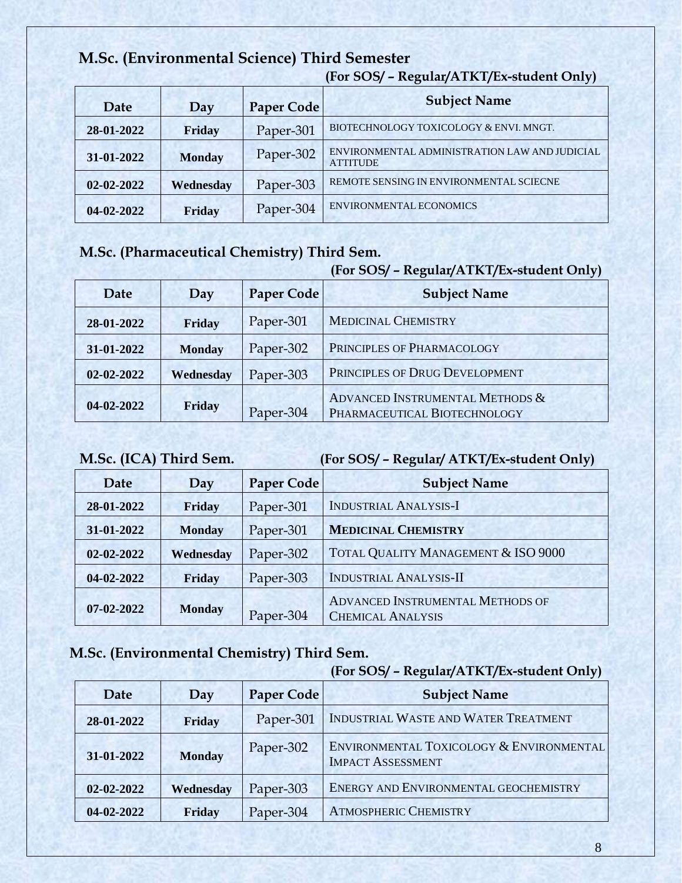## M.Sc. (Environmental Science) Third Semester

**(For SOS/ – Regular/ATKT/Ex-student Only)**

| Date | Day | Paper Code | Subject Name |
|---|---|---|---|
| 28-01-2022 | Friday | Paper-301 | BIOTECHNOLOGY TOXICOLOGY & ENVI. MNGT. |
| 31-01-2022 | Monday | Paper-302 | ENVIRONMENTAL ADMINISTRATION LAW AND JUDICIAL ATTITUDE |
| 02-02-2022 | Wednesday | Paper-303 | REMOTE SENSING IN ENVIRONMENTAL SCIECNE |
| 04-02-2022 | Friday | Paper-304 | ENVIRONMENTAL ECONOMICS |

## M.Sc. (Pharmaceutical Chemistry) Third Sem.

**(For SOS/ – Regular/ATKT/Ex-student Only)**

| Date | Day | Paper Code | Subject Name |
|---|---|---|---|
| 28-01-2022 | Friday | Paper-301 | MEDICINAL CHEMISTRY |
| 31-01-2022 | Monday | Paper-302 | PRINCIPLES OF PHARMACOLOGY |
| 02-02-2022 | Wednesday | Paper-303 | PRINCIPLES OF DRUG DEVELOPMENT |
| 04-02-2022 | Friday | Paper-304 | ADVANCED INSTRUMENTAL METHODS & PHARMACEUTICAL BIOTECHNOLOGY |

## M.Sc. (ICA) Third Sem.

**(For SOS/ – Regular/ ATKT/Ex-student Only)**

| Date | Day | Paper Code | Subject Name |
|---|---|---|---|
| 28-01-2022 | Friday | Paper-301 | INDUSTRIAL ANALYSIS-I |
| 31-01-2022 | Monday | Paper-301 | **MEDICINAL CHEMISTRY** |
| 02-02-2022 | Wednesday | Paper-302 | TOTAL QUALITY MANAGEMENT & ISO 9000 |
| 04-02-2022 | Friday | Paper-303 | INDUSTRIAL ANALYSIS-II |
| 07-02-2022 | Monday | Paper-304 | ADVANCED INSTRUMENTAL METHODS OF CHEMICAL ANALYSIS |

## M.Sc. (Environmental Chemistry) Third Sem.

**(For SOS/ – Regular/ATKT/Ex-student Only)**

| Date | Day | Paper Code | Subject Name |
|---|---|---|---|
| 28-01-2022 | Friday | Paper-301 | INDUSTRIAL WASTE AND WATER TREATMENT |
| 31-01-2022 | Monday | Paper-302 | ENVIRONMENTAL TOXICOLOGY & ENVIRONMENTAL IMPACT ASSESSMENT |
| 02-02-2022 | Wednesday | Paper-303 | ENERGY AND ENVIRONMENTAL GEOCHEMISTRY |
| 04-02-2022 | Friday | Paper-304 | ATMOSPHERIC CHEMISTRY |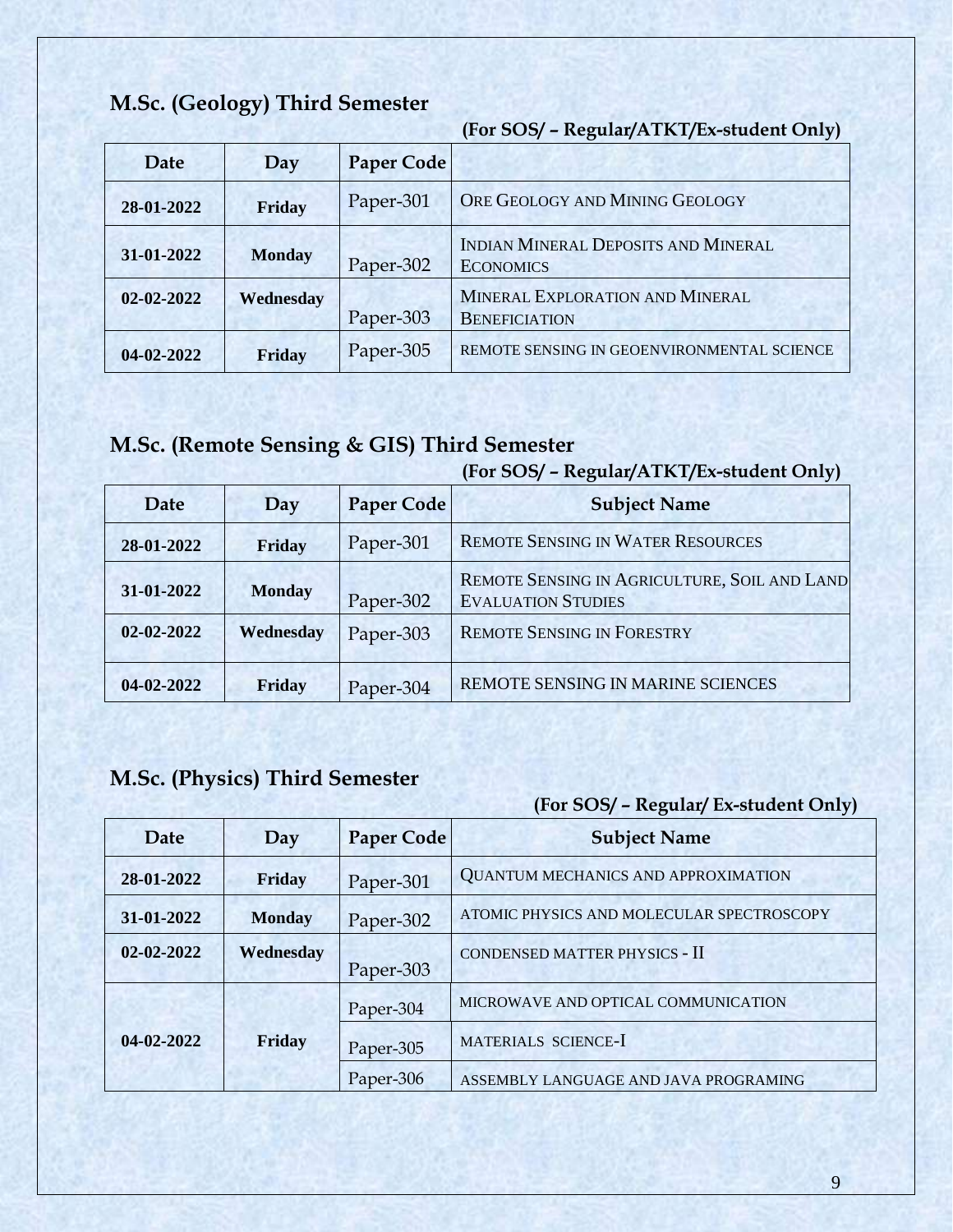## M.Sc. (Geology) Third Semester

**(For SOS/ – Regular/ATKT/Ex-student Only)**

| Date | Day | Paper Code | |
|---|---|---|---|
| 28-01-2022 | Friday | Paper-301 | ORE GEOLOGY AND MINING GEOLOGY |
| 31-01-2022 | Monday | Paper-302 | INDIAN MINERAL DEPOSITS AND MINERAL ECONOMICS |
| 02-02-2022 | Wednesday | Paper-303 | MINERAL EXPLORATION AND MINERAL BENEFICIATION |
| 04-02-2022 | Friday | Paper-305 | REMOTE SENSING IN GEOENVIRONMENTAL SCIENCE |

## M.Sc. (Remote Sensing & GIS) Third Semester

**(For SOS/ – Regular/ATKT/Ex-student Only)**

| Date | Day | Paper Code | Subject Name |
|---|---|---|---|
| 28-01-2022 | Friday | Paper-301 | REMOTE SENSING IN WATER RESOURCES |
| 31-01-2022 | Monday | Paper-302 | REMOTE SENSING IN AGRICULTURE, SOIL AND LAND EVALUATION STUDIES |
| 02-02-2022 | Wednesday | Paper-303 | REMOTE SENSING IN FORESTRY |
| 04-02-2022 | Friday | Paper-304 | REMOTE SENSING IN MARINE SCIENCES |

## M.Sc. (Physics) Third Semester

**(For SOS/ – Regular/ Ex-student Only)**

| Date | Day | Paper Code | Subject Name |
|---|---|---|---|
| 28-01-2022 | Friday | Paper-301 | QUANTUM MECHANICS AND APPROXIMATION |
| 31-01-2022 | Monday | Paper-302 | ATOMIC PHYSICS AND MOLECULAR SPECTROSCOPY |
| 02-02-2022 | Wednesday | Paper-303 | CONDENSED MATTER PHYSICS - II |
| 04-02-2022 | Friday | Paper-304 | MICROWAVE AND OPTICAL COMMUNICATION |
| | | Paper-305 | MATERIALS SCIENCE-I |
| | | Paper-306 | ASSEMBLY LANGUAGE AND JAVA PROGRAMING |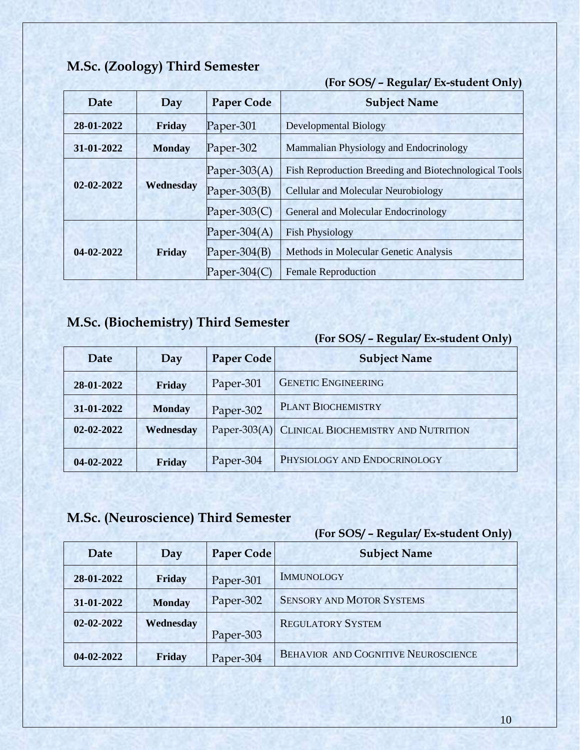## M.Sc. (Zoology) Third Semester

**(For SOS/ – Regular/ Ex-student Only)**

| Date | Day | Paper Code | Subject Name |
|---|---|---|---|
| 28-01-2022 | Friday | Paper-301 | Developmental Biology |
| 31-01-2022 | Monday | Paper-302 | Mammalian Physiology and Endocrinology |
| 02-02-2022 | Wednesday | Paper-303(A) | Fish Reproduction Breeding and Biotechnological Tools |
| | | Paper-303(B) | Cellular and Molecular Neurobiology |
| | | Paper-303(C) | General and Molecular Endocrinology |
| 04-02-2022 | Friday | Paper-304(A) | Fish Physiology |
| | | Paper-304(B) | Methods in Molecular Genetic Analysis |
| | | Paper-304(C) | Female Reproduction |

## M.Sc. (Biochemistry) Third Semester

**(For SOS/ – Regular/ Ex-student Only)**

| Date | Day | Paper Code | Subject Name |
|---|---|---|---|
| 28-01-2022 | Friday | Paper-301 | GENETIC ENGINEERING |
| 31-01-2022 | Monday | Paper-302 | PLANT BIOCHEMISTRY |
| 02-02-2022 | Wednesday | Paper-303(A) | CLINICAL BIOCHEMISTRY AND NUTRITION |
| 04-02-2022 | Friday | Paper-304 | PHYSIOLOGY AND ENDOCRINOLOGY |

## M.Sc. (Neuroscience) Third Semester

**(For SOS/ – Regular/ Ex-student Only)**

| Date | Day | Paper Code | Subject Name |
|---|---|---|---|
| 28-01-2022 | Friday | Paper-301 | IMMUNOLOGY |
| 31-01-2022 | Monday | Paper-302 | SENSORY AND MOTOR SYSTEMS |
| 02-02-2022 | Wednesday | Paper-303 | REGULATORY SYSTEM |
| 04-02-2022 | Friday | Paper-304 | BEHAVIOR AND COGNITIVE NEUROSCIENCE |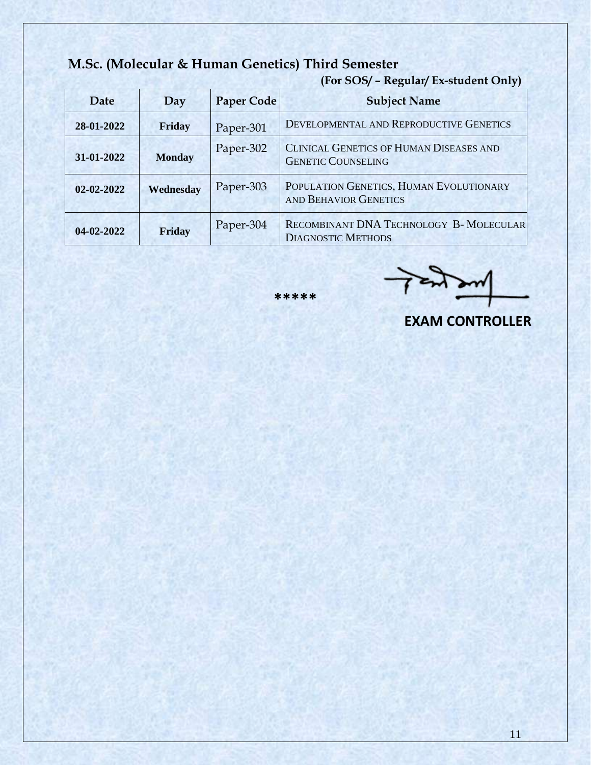## M.Sc. (Molecular & Human Genetics) Third Semester

**(For SOS/ – Regular/ Ex-student Only)**

| Date | Day | Paper Code | Subject Name |
|---|---|---|---|
| **28-01-2022** | **Friday** | Paper-301 | DEVELOPMENTAL AND REPRODUCTIVE GENETICS |
| **31-01-2022** | **Monday** | Paper-302 | CLINICAL GENETICS OF HUMAN DISEASES AND GENETIC COUNSELING |
| **02-02-2022** | **Wednesday** | Paper-303 | POPULATION GENETICS, HUMAN EVOLUTIONARY AND BEHAVIOR GENETICS |
| **04-02-2022** | **Friday** | Paper-304 | RECOMBINANT DNA TECHNOLOGY B- MOLECULAR DIAGNOSTIC METHODS |

*****

**EXAM CONTROLLER**